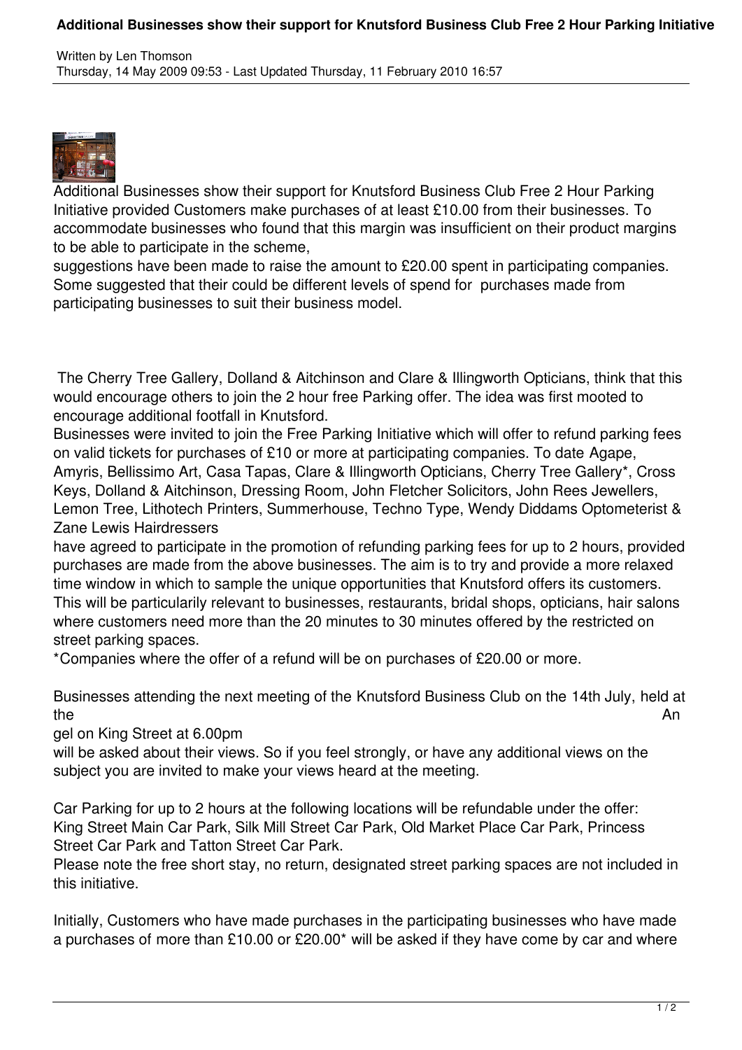# Additional Businesses show their support for Knutsford Business Club Free 2 Hour Parking Initiative

Written by Len Thomson
Thursday, 14 May 2009 09:53 - Last Updated Thursday, 11 February 2010 16:57

Additional Businesses show their support for Knutsford Business Club Free 2 Hour Parking Initiative provided Customers make purchases of at least £10.00 from their businesses. To accommodate businesses who found that this margin was insufficient on their product margins to be able to participate in the scheme,
suggestions have been made to raise the amount to £20.00 spent in participating companies. Some suggested that their could be different levels of spend for purchases made from participating businesses to suit their business model.

The Cherry Tree Gallery, Dolland & Aitchinson and Clare & Illingworth Opticians, think that this would encourage others to join the 2 hour free Parking offer. The idea was first mooted to encourage additional footfall in Knutsford.
Businesses were invited to join the Free Parking Initiative which will offer to refund parking fees on valid tickets for purchases of £10 or more at participating companies. To date Agape, Amyris, Bellissimo Art, Casa Tapas, Clare & Illingworth Opticians, Cherry Tree Gallery*, Cross Keys, Dolland & Aitchinson, Dressing Room, John Fletcher Solicitors, John Rees Jewellers, Lemon Tree, Lithotech Printers, Summerhouse, Techno Type, Wendy Diddams Optometerist & Zane Lewis Hairdressers
have agreed to participate in the promotion of refunding parking fees for up to 2 hours, provided purchases are made from the above businesses. The aim is to try and provide a more relaxed time window in which to sample the unique opportunities that Knutsford offers its customers. This will be particularily relevant to businesses, restaurants, bridal shops, opticians, hair salons where customers need more than the 20 minutes to 30 minutes offered by the restricted on street parking spaces.
*Companies where the offer of a refund will be on purchases of £20.00 or more.

Businesses attending the next meeting of the Knutsford Business Club on the 14th July, held at the Angel on King Street at 6.00pm
will be asked about their views. So if you feel strongly, or have any additional views on the subject you are invited to make your views heard at the meeting.

Car Parking for up to 2 hours at the following locations will be refundable under the offer:
King Street Main Car Park, Silk Mill Street Car Park, Old Market Place Car Park, Princess Street Car Park and Tatton Street Car Park.
Please note the free short stay, no return, designated street parking spaces are not included in this initiative.

Initially, Customers who have made purchases in the participating businesses who have made a purchases of more than £10.00 or £20.00* will be asked if they have come by car and where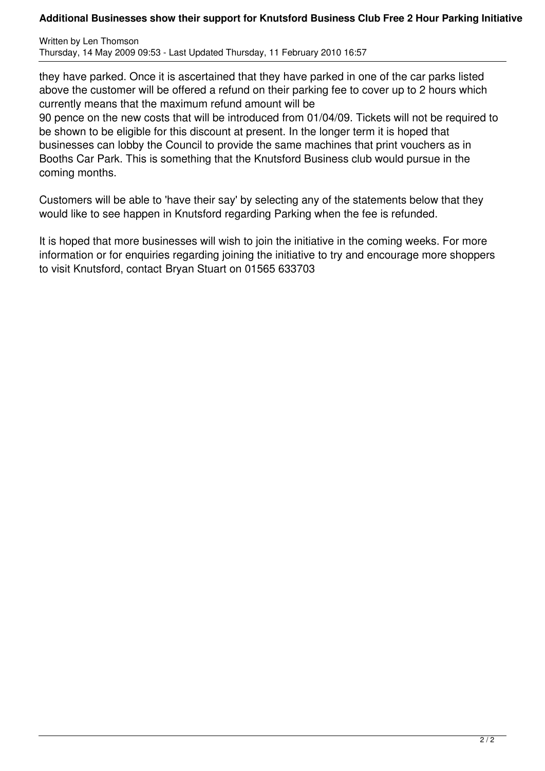they have parked. Once it is ascertained that they have parked in one of the car parks listed above the customer will be offered a refund on their parking fee to cover up to 2 hours which currently means that the maximum refund amount will be 90 pence on the new costs that will be introduced from 01/04/09. Tickets will not be required to be shown to be eligible for this discount at present. In the longer term it is hoped that businesses can lobby the Council to provide the same machines that print vouchers as in Booths Car Park. This is something that the Knutsford Business club would pursue in the coming months.

Customers will be able to 'have their say' by selecting any of the statements below that they would like to see happen in Knutsford regarding Parking when the fee is refunded.

It is hoped that more businesses will wish to join the initiative in the coming weeks. For more information or for enquiries regarding joining the initiative to try and encourage more shoppers to visit Knutsford, contact Bryan Stuart on 01565 633703